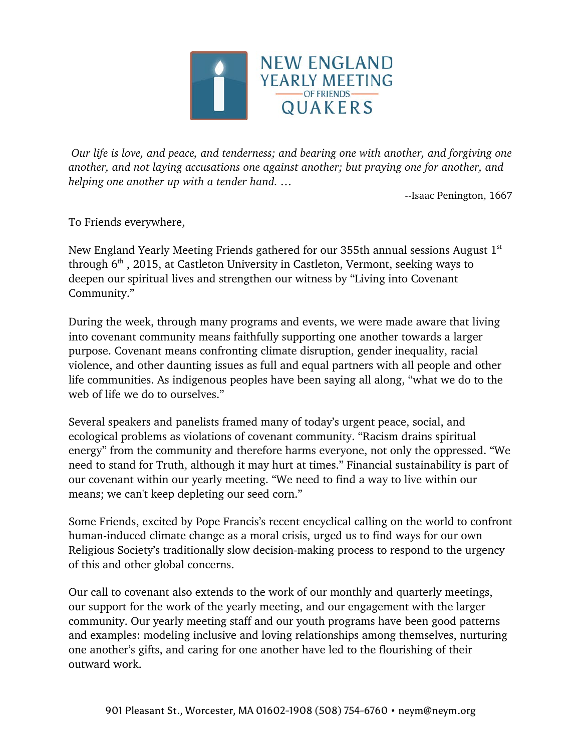# NEW ENGLAND YEARLY MEETING OF FRIENDS QUAKERS

*Our life is love, and peace, and tenderness; and bearing one with another, and forgiving one another, and not laying accusations one against another; but praying one for another, and helping one another up with a tender hand. …*

--Isaac Penington, 1667

To Friends everywhere,

New England Yearly Meeting Friends gathered for our 355th annual sessions August 1st through 6th, 2015, at Castleton University in Castleton, Vermont, seeking ways to deepen our spiritual lives and strengthen our witness by "Living into Covenant Community."

During the week, through many programs and events, we were made aware that living into covenant community means faithfully supporting one another towards a larger purpose. Covenant means confronting climate disruption, gender inequality, racial violence, and other daunting issues as full and equal partners with all people and other life communities. As indigenous peoples have been saying all along, "what we do to the web of life we do to ourselves."

Several speakers and panelists framed many of today's urgent peace, social, and ecological problems as violations of covenant community. "Racism drains spiritual energy" from the community and therefore harms everyone, not only the oppressed. "We need to stand for Truth, although it may hurt at times." Financial sustainability is part of our covenant within our yearly meeting. "We need to find a way to live within our means; we can't keep depleting our seed corn."

Some Friends, excited by Pope Francis's recent encyclical calling on the world to confront human-induced climate change as a moral crisis, urged us to find ways for our own Religious Society's traditionally slow decision-making process to respond to the urgency of this and other global concerns.

Our call to covenant also extends to the work of our monthly and quarterly meetings, our support for the work of the yearly meeting, and our engagement with the larger community. Our yearly meeting staff and our youth programs have been good patterns and examples: modeling inclusive and loving relationships among themselves, nurturing one another's gifts, and caring for one another have led to the flourishing of their outward work.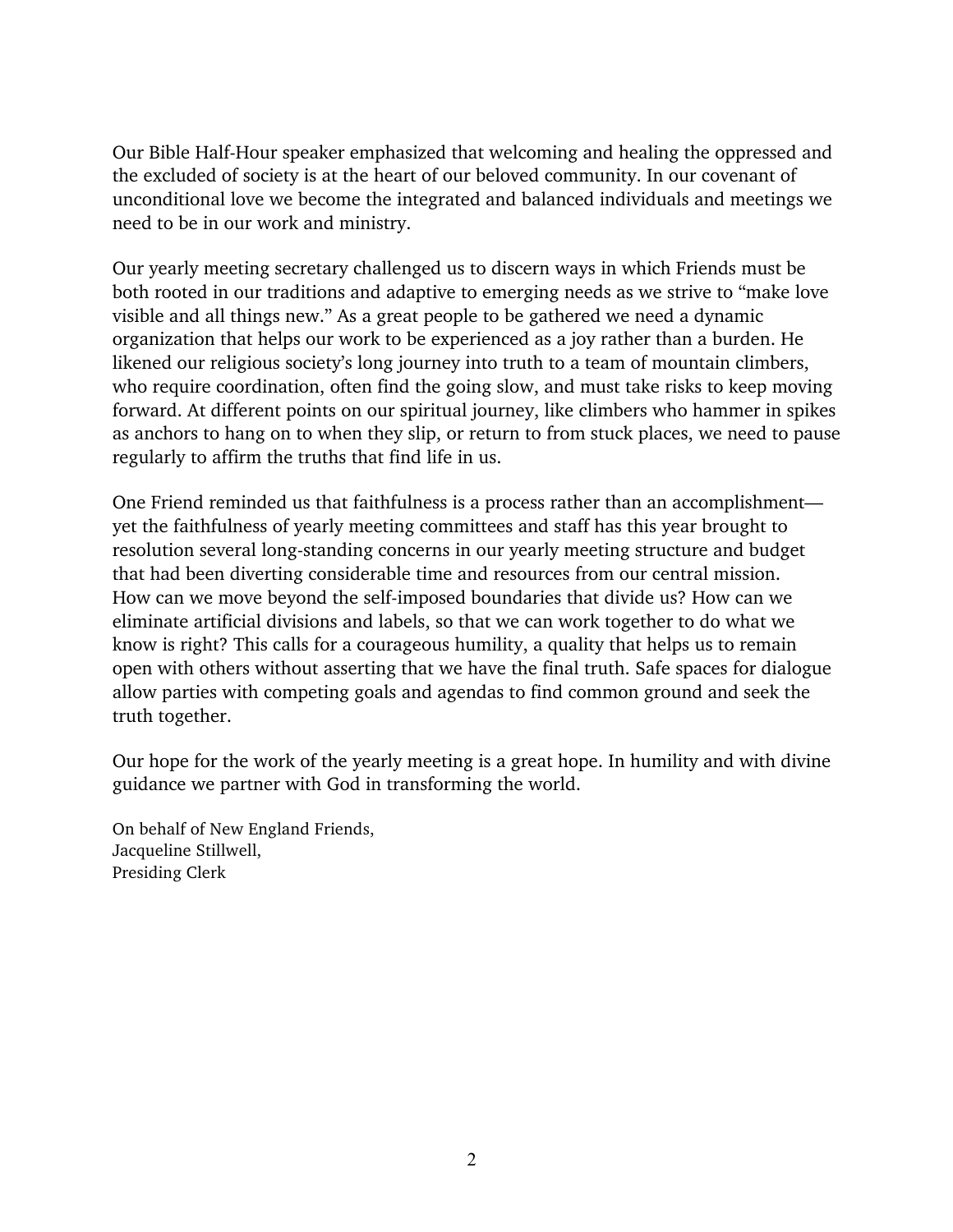Our Bible Half-Hour speaker emphasized that welcoming and healing the oppressed and the excluded of society is at the heart of our beloved community. In our covenant of unconditional love we become the integrated and balanced individuals and meetings we need to be in our work and ministry.

Our yearly meeting secretary challenged us to discern ways in which Friends must be both rooted in our traditions and adaptive to emerging needs as we strive to "make love visible and all things new." As a great people to be gathered we need a dynamic organization that helps our work to be experienced as a joy rather than a burden. He likened our religious society's long journey into truth to a team of mountain climbers, who require coordination, often find the going slow, and must take risks to keep moving forward. At different points on our spiritual journey, like climbers who hammer in spikes as anchors to hang on to when they slip, or return to from stuck places, we need to pause regularly to affirm the truths that find life in us.

One Friend reminded us that faithfulness is a process rather than an accomplishment—yet the faithfulness of yearly meeting committees and staff has this year brought to resolution several long-standing concerns in our yearly meeting structure and budget that had been diverting considerable time and resources from our central mission. How can we move beyond the self-imposed boundaries that divide us? How can we eliminate artificial divisions and labels, so that we can work together to do what we know is right? This calls for a courageous humility, a quality that helps us to remain open with others without asserting that we have the final truth. Safe spaces for dialogue allow parties with competing goals and agendas to find common ground and seek the truth together.

Our hope for the work of the yearly meeting is a great hope. In humility and with divine guidance we partner with God in transforming the world.

On behalf of New England Friends,  
Jacqueline Stillwell,  
Presiding Clerk